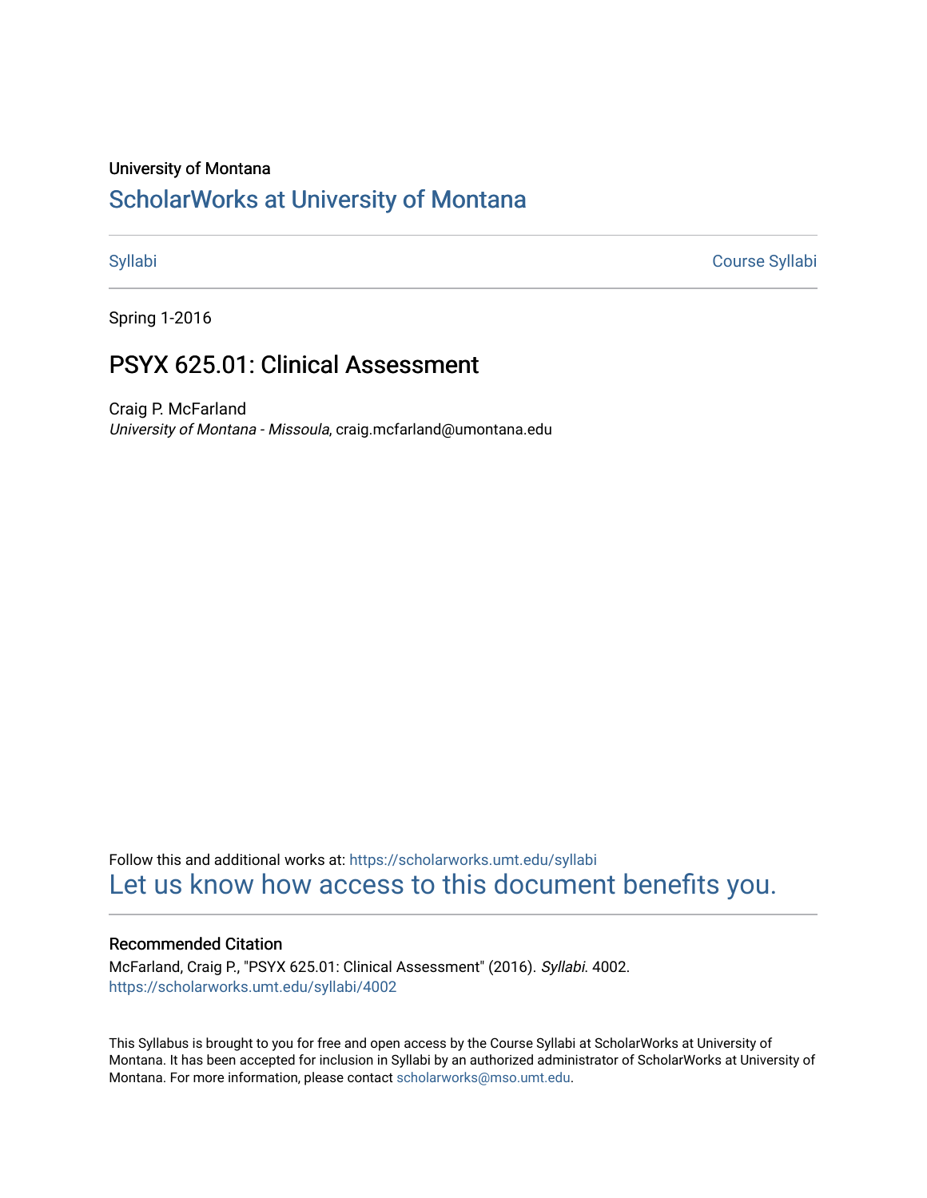University of Montana

# ScholarWorks at University of Montana

Syllabi | Course Syllabi

Spring 1-2016

## PSYX 625.01: Clinical Assessment

Craig P. McFarland
*University of Montana - Missoula*, craig.mcfarland@umontana.edu

Follow this and additional works at: https://scholarworks.umt.edu/syllabi

Let us know how access to this document benefits you.

### Recommended Citation

McFarland, Craig P., "PSYX 625.01: Clinical Assessment" (2016). *Syllabi*. 4002.
https://scholarworks.umt.edu/syllabi/4002

This Syllabus is brought to you for free and open access by the Course Syllabi at ScholarWorks at University of Montana. It has been accepted for inclusion in Syllabi by an authorized administrator of ScholarWorks at University of Montana. For more information, please contact scholarworks@mso.umt.edu.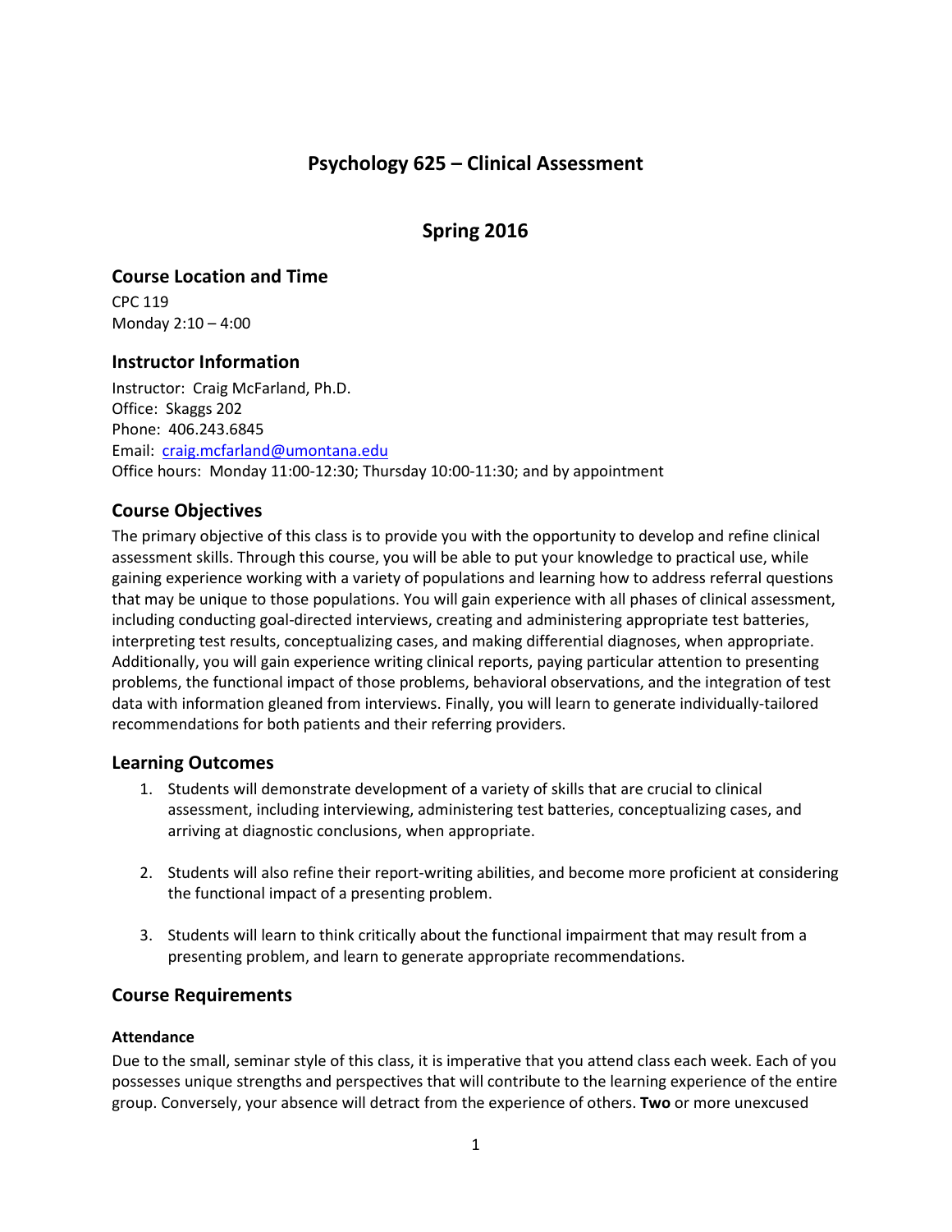# Psychology 625 – Clinical Assessment

## Spring 2016

### Course Location and Time

CPC 119
Monday 2:10 – 4:00

### Instructor Information

Instructor: Craig McFarland, Ph.D.
Office: Skaggs 202
Phone: 406.243.6845
Email: craig.mcfarland@umontana.edu
Office hours: Monday 11:00-12:30; Thursday 10:00-11:30; and by appointment

### Course Objectives

The primary objective of this class is to provide you with the opportunity to develop and refine clinical assessment skills. Through this course, you will be able to put your knowledge to practical use, while gaining experience working with a variety of populations and learning how to address referral questions that may be unique to those populations. You will gain experience with all phases of clinical assessment, including conducting goal-directed interviews, creating and administering appropriate test batteries, interpreting test results, conceptualizing cases, and making differential diagnoses, when appropriate. Additionally, you will gain experience writing clinical reports, paying particular attention to presenting problems, the functional impact of those problems, behavioral observations, and the integration of test data with information gleaned from interviews. Finally, you will learn to generate individually-tailored recommendations for both patients and their referring providers.

### Learning Outcomes

1. Students will demonstrate development of a variety of skills that are crucial to clinical assessment, including interviewing, administering test batteries, conceptualizing cases, and arriving at diagnostic conclusions, when appropriate.

2. Students will also refine their report-writing abilities, and become more proficient at considering the functional impact of a presenting problem.

3. Students will learn to think critically about the functional impairment that may result from a presenting problem, and learn to generate appropriate recommendations.

### Course Requirements

#### Attendance

Due to the small, seminar style of this class, it is imperative that you attend class each week. Each of you possesses unique strengths and perspectives that will contribute to the learning experience of the entire group. Conversely, your absence will detract from the experience of others. **Two** or more unexcused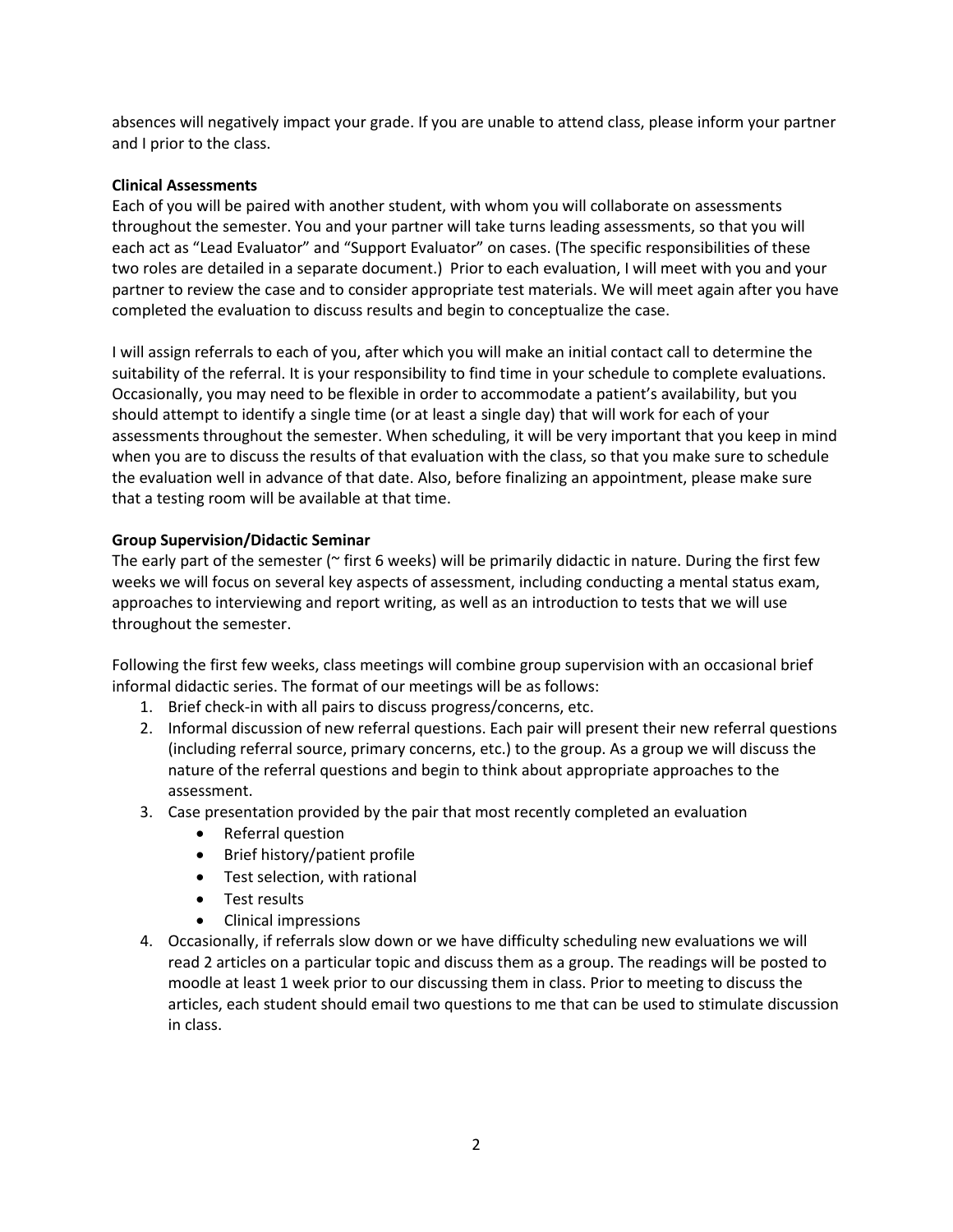absences will negatively impact your grade. If you are unable to attend class, please inform your partner and I prior to the class.

**Clinical Assessments**

Each of you will be paired with another student, with whom you will collaborate on assessments throughout the semester. You and your partner will take turns leading assessments, so that you will each act as "Lead Evaluator" and "Support Evaluator" on cases. (The specific responsibilities of these two roles are detailed in a separate document.) Prior to each evaluation, I will meet with you and your partner to review the case and to consider appropriate test materials. We will meet again after you have completed the evaluation to discuss results and begin to conceptualize the case.

I will assign referrals to each of you, after which you will make an initial contact call to determine the suitability of the referral. It is your responsibility to find time in your schedule to complete evaluations. Occasionally, you may need to be flexible in order to accommodate a patient's availability, but you should attempt to identify a single time (or at least a single day) that will work for each of your assessments throughout the semester. When scheduling, it will be very important that you keep in mind when you are to discuss the results of that evaluation with the class, so that you make sure to schedule the evaluation well in advance of that date. Also, before finalizing an appointment, please make sure that a testing room will be available at that time.

**Group Supervision/Didactic Seminar**

The early part of the semester (~ first 6 weeks) will be primarily didactic in nature. During the first few weeks we will focus on several key aspects of assessment, including conducting a mental status exam, approaches to interviewing and report writing, as well as an introduction to tests that we will use throughout the semester.

Following the first few weeks, class meetings will combine group supervision with an occasional brief informal didactic series. The format of our meetings will be as follows:

1. Brief check-in with all pairs to discuss progress/concerns, etc.
2. Informal discussion of new referral questions. Each pair will present their new referral questions (including referral source, primary concerns, etc.) to the group. As a group we will discuss the nature of the referral questions and begin to think about appropriate approaches to the assessment.
3. Case presentation provided by the pair that most recently completed an evaluation
   - Referral question
   - Brief history/patient profile
   - Test selection, with rational
   - Test results
   - Clinical impressions
4. Occasionally, if referrals slow down or we have difficulty scheduling new evaluations we will read 2 articles on a particular topic and discuss them as a group. The readings will be posted to moodle at least 1 week prior to our discussing them in class. Prior to meeting to discuss the articles, each student should email two questions to me that can be used to stimulate discussion in class.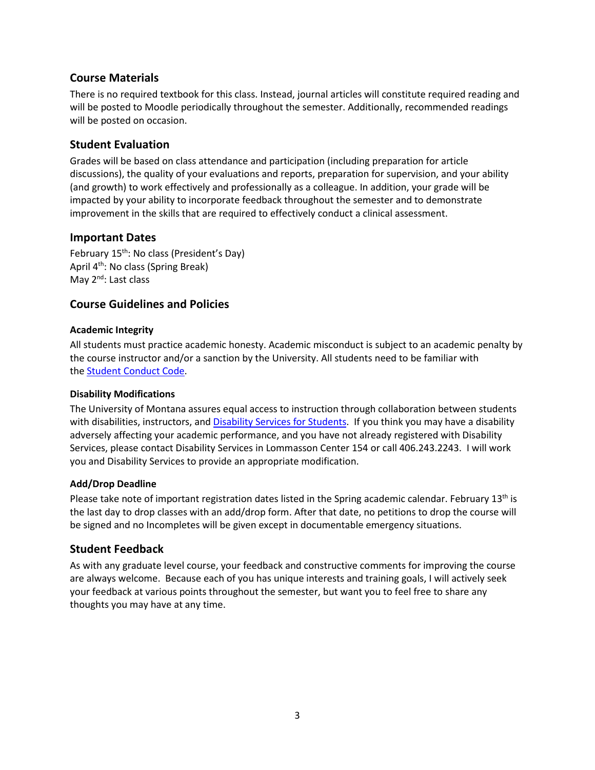## Course Materials

There is no required textbook for this class. Instead, journal articles will constitute required reading and will be posted to Moodle periodically throughout the semester. Additionally, recommended readings will be posted on occasion.

## Student Evaluation

Grades will be based on class attendance and participation (including preparation for article discussions), the quality of your evaluations and reports, preparation for supervision, and your ability (and growth) to work effectively and professionally as a colleague. In addition, your grade will be impacted by your ability to incorporate feedback throughout the semester and to demonstrate improvement in the skills that are required to effectively conduct a clinical assessment.

## Important Dates

February 15th: No class (President's Day)
April 4th: No class (Spring Break)
May 2nd: Last class

## Course Guidelines and Policies

### Academic Integrity

All students must practice academic honesty. Academic misconduct is subject to an academic penalty by the course instructor and/or a sanction by the University. All students need to be familiar with the Student Conduct Code.

### Disability Modifications

The University of Montana assures equal access to instruction through collaboration between students with disabilities, instructors, and Disability Services for Students. If you think you may have a disability adversely affecting your academic performance, and you have not already registered with Disability Services, please contact Disability Services in Lommasson Center 154 or call 406.243.2243. I will work you and Disability Services to provide an appropriate modification.

### Add/Drop Deadline

Please take note of important registration dates listed in the Spring academic calendar. February 13th is the last day to drop classes with an add/drop form. After that date, no petitions to drop the course will be signed and no Incompletes will be given except in documentable emergency situations.

## Student Feedback

As with any graduate level course, your feedback and constructive comments for improving the course are always welcome. Because each of you has unique interests and training goals, I will actively seek your feedback at various points throughout the semester, but want you to feel free to share any thoughts you may have at any time.